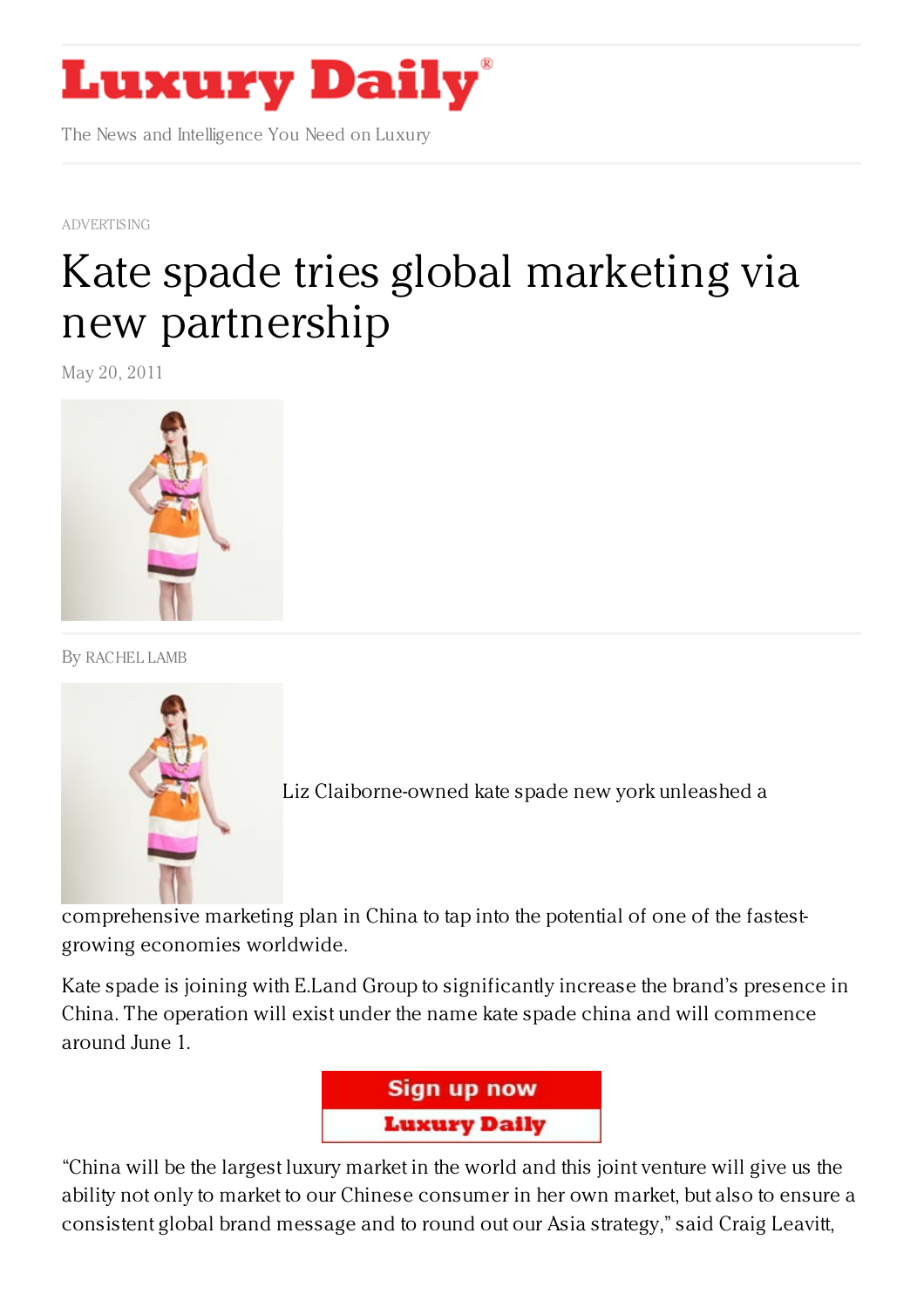ADVERTISING

# Kate spade tries global marketing via new partnership

May 20, 2011

By RACHEL LAMB

Liz Claiborne-owned kate spade new york unleashed a comprehensive marketing plan in China to tap into the potential of one of the fastest-growing economies worldwide.

Kate spade is joining with E.Land Group to significantly increase the brand's presence in China. The operation will exist under the name kate spade china and will commence around June 1.

"China will be the largest luxury market in the world and this joint venture will give us the ability not only to market to our Chinese consumer in her own market, but also to ensure a consistent global brand message and to round out our Asia strategy," said Craig Leavitt,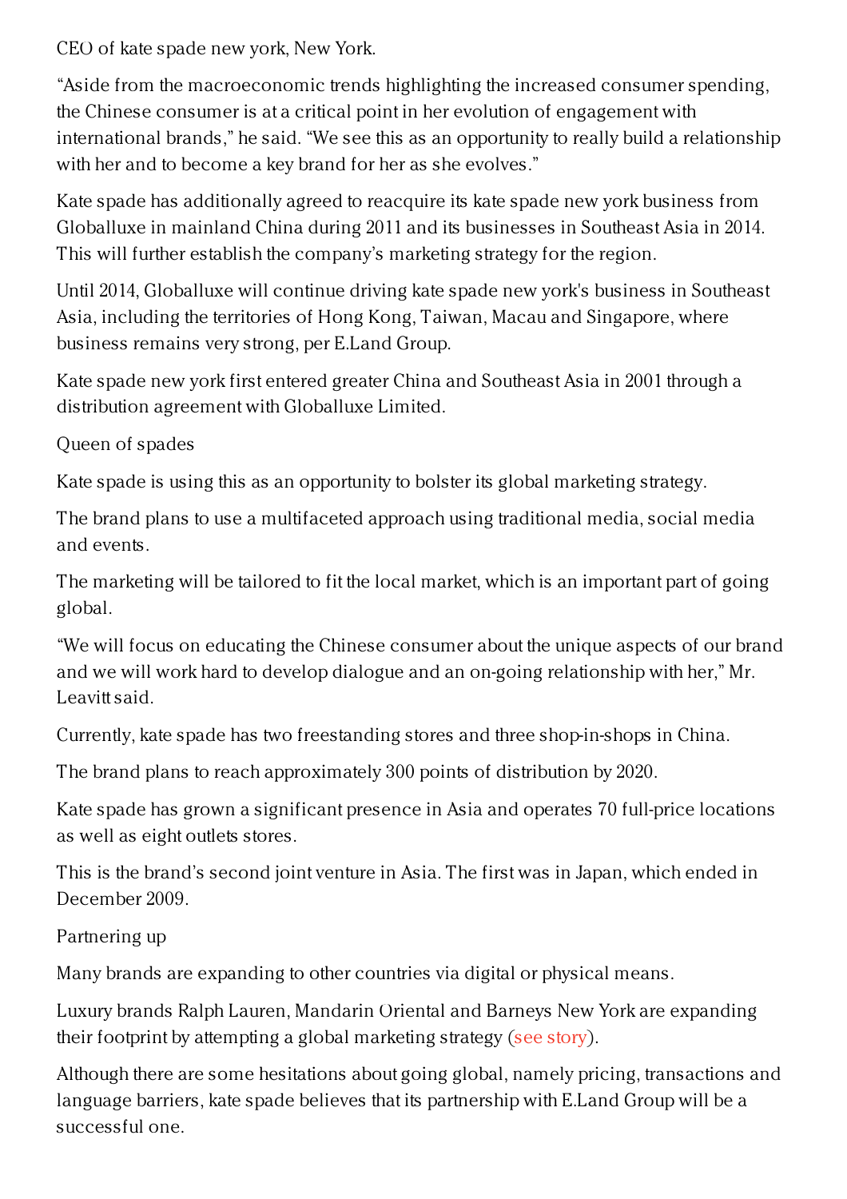CEO of kate spade new york, New York.

"Aside from the macroeconomic trends highlighting the increased consumer spending, the Chinese consumer is at a critical point in her evolution of engagement with international brands," he said. "We see this as an opportunity to really build a relationship with her and to become a key brand for her as she evolves."

Kate spade has additionally agreed to reacquire its kate spade new york business from Globalluxe in mainland China during 2011 and its businesses in Southeast Asia in 2014. This will further establish the company's marketing strategy for the region.

Until 2014, Globalluxe will continue driving kate spade new york's business in Southeast Asia, including the territories of Hong Kong, Taiwan, Macau and Singapore, where business remains very strong, per E.Land Group.

Kate spade new york first entered greater China and Southeast Asia in 2001 through a distribution agreement with Globalluxe Limited.

## Queen of spades

Kate spade is using this as an opportunity to bolster its global marketing strategy.

The brand plans to use a multifaceted approach using traditional media, social media and events.

The marketing will be tailored to fit the local market, which is an important part of going global.

"We will focus on educating the Chinese consumer about the unique aspects of our brand and we will work hard to develop dialogue and an on-going relationship with her," Mr. Leavitt said.

Currently, kate spade has two freestanding stores and three shop-in-shops in China.

The brand plans to reach approximately 300 points of distribution by 2020.

Kate spade has grown a significant presence in Asia and operates 70 full-price locations as well as eight outlets stores.

This is the brand's second joint venture in Asia. The first was in Japan, which ended in December 2009.

## Partnering up

Many brands are expanding to other countries via digital or physical means.

Luxury brands Ralph Lauren, Mandarin Oriental and Barneys New York are expanding their footprint by attempting a global marketing strategy (see story).

Although there are some hesitations about going global, namely pricing, transactions and language barriers, kate spade believes that its partnership with E.Land Group will be a successful one.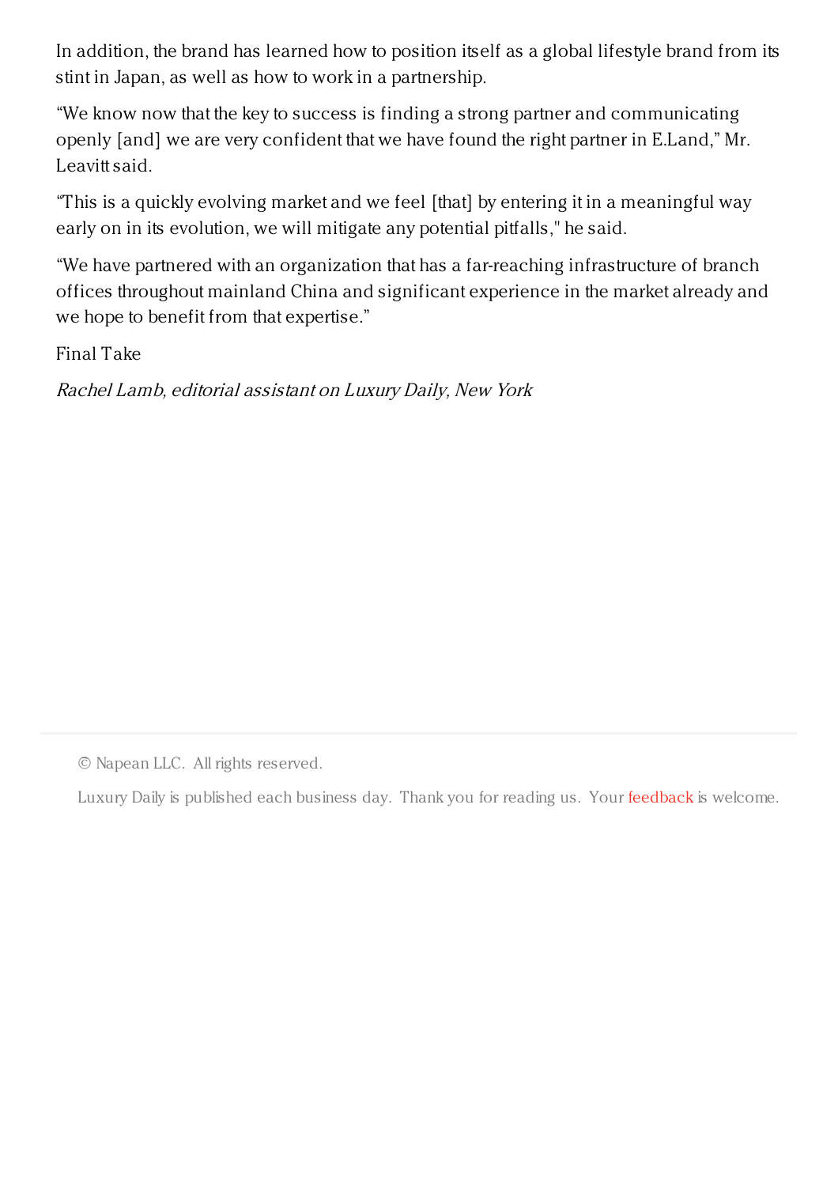In addition, the brand has learned how to position itself as a global lifestyle brand from its stint in Japan, as well as how to work in a partnership.

"We know now that the key to success is finding a strong partner and communicating openly [and] we are very confident that we have found the right partner in E.Land," Mr. Leavitt said.

"This is a quickly evolving market and we feel [that] by entering it in a meaningful way early on in its evolution, we will mitigate any potential pitfalls," he said.

"We have partnered with an organization that has a far-reaching infrastructure of branch offices throughout mainland China and significant experience in the market already and we hope to benefit from that expertise."

Final Take

*Rachel Lamb, editorial assistant on Luxury Daily, New York*

© Napean LLC. All rights reserved.

Luxury Daily is published each business day. Thank you for reading us. Your feedback is welcome.